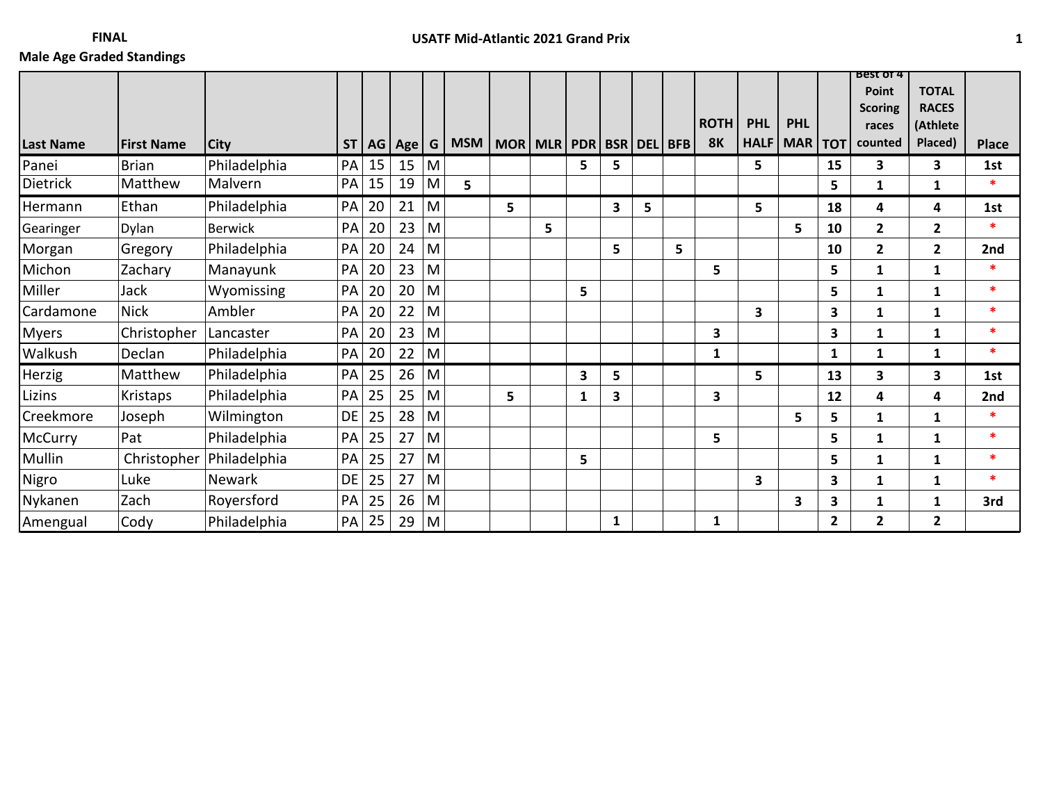**FINAL**

**Male Age Graded Standings**

**USATF Mid-Atlantic 2021 Grand Prix**

| Last Name | First Name | City | ST | AG | Age | G | MSM | MOR | MLR | PDR | BSR | DEL | BFB | ROTH 8K | PHL HALF | PHL MAR | TOT | Best of 4 Point Scoring races counted | TOTAL RACES (Athlete Placed) | Place |
|---|---|---|---|---|---|---|---|---|---|---|---|---|---|---|---|---|---|---|---|---|
| Panei | Brian | Philadelphia | PA | 15 | 15 | M | | | | 5 | 5 | | | | 5 | | 15 | 3 | 3 | 1st |
| Dietrick | Matthew | Malvern | PA | 15 | 19 | M | 5 | | | | | | | | | | 5 | 1 | 1 | * |
| Hermann | Ethan | Philadelphia | PA | 20 | 21 | M | | 5 | | | 3 | 5 | | | 5 | | 18 | 4 | 4 | 1st |
| Gearinger | Dylan | Berwick | PA | 20 | 23 | M | | | 5 | | | | | | | 5 | 10 | 2 | 2 | * |
| Morgan | Gregory | Philadelphia | PA | 20 | 24 | M | | | | | 5 | | 5 | | | | 10 | 2 | 2 | 2nd |
| Michon | Zachary | Manayunk | PA | 20 | 23 | M | | | | | | | | 5 | | | 5 | 1 | 1 | * |
| Miller | Jack | Wyomissing | PA | 20 | 20 | M | | | | 5 | | | | | | | 5 | 1 | 1 | * |
| Cardamone | Nick | Ambler | PA | 20 | 22 | M | | | | | | | | | 3 | | 3 | 1 | 1 | * |
| Myers | Christopher | Lancaster | PA | 20 | 23 | M | | | | | | | | 3 | | | 3 | 1 | 1 | * |
| Walkush | Declan | Philadelphia | PA | 20 | 22 | M | | | | | | | | 1 | | | 1 | 1 | 1 | * |
| Herzig | Matthew | Philadelphia | PA | 25 | 26 | M | | | | 3 | 5 | | | | 5 | | 13 | 3 | 3 | 1st |
| Lizins | Kristaps | Philadelphia | PA | 25 | 25 | M | | 5 | | 1 | 3 | | | 3 | | | 12 | 4 | 4 | 2nd |
| Creekmore | Joseph | Wilmington | DE | 25 | 28 | M | | | | | | | | | | 5 | 5 | 1 | 1 | * |
| McCurry | Pat | Philadelphia | PA | 25 | 27 | M | | | | | | | | 5 | | | 5 | 1 | 1 | * |
| Mullin | Christopher | Philadelphia | PA | 25 | 27 | M | | | | 5 | | | | | | | 5 | 1 | 1 | * |
| Nigro | Luke | Newark | DE | 25 | 27 | M | | | | | | | | | 3 | | 3 | 1 | 1 | * |
| Nykanen | Zach | Royersford | PA | 25 | 26 | M | | | | | | | | | | 3 | 3 | 1 | 1 | 3rd |
| Amengual | Cody | Philadelphia | PA | 25 | 29 | M | | | | | 1 | | | 1 | | | 2 | 2 | 2 | |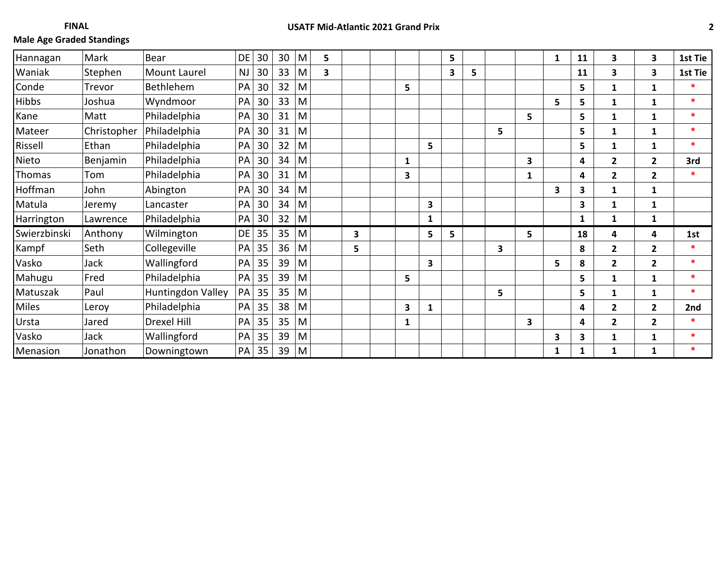**FINAL**

**USATF Mid-Atlantic 2021 Grand Prix**

**Male Age Graded Standings**

| | | | | | | | | | | | | | | | | | | | | |
|---|---|---|---|---|---|---|---|---|---|---|---|---|---|---|---|---|---|---|---|---|
| Hannagan | Mark | Bear | DE | 30 | 30 | M | 5 | | | | | 5 | | | | 1 | 11 | 3 | 3 | 1st Tie |
| Waniak | Stephen | Mount Laurel | NJ | 30 | 33 | M | 3 | | | | | 3 | 5 | | | | 11 | 3 | 3 | 1st Tie |
| Conde | Trevor | Bethlehem | PA | 30 | 32 | M | | | | 5 | | | | | | | 5 | 1 | 1 | * |
| Hibbs | Joshua | Wyndmoor | PA | 30 | 33 | M | | | | | | | | | | 5 | 5 | 1 | 1 | * |
| Kane | Matt | Philadelphia | PA | 30 | 31 | M | | | | | | | | | 5 | | 5 | 1 | 1 | * |
| Mateer | Christopher | Philadelphia | PA | 30 | 31 | M | | | | | | | | 5 | | | 5 | 1 | 1 | * |
| Rissell | Ethan | Philadelphia | PA | 30 | 32 | M | | | | | 5 | | | | | | 5 | 1 | 1 | * |
| Nieto | Benjamin | Philadelphia | PA | 30 | 34 | M | | | | 1 | | | | | 3 | | 4 | 2 | 2 | 3rd |
| Thomas | Tom | Philadelphia | PA | 30 | 31 | M | | | | 3 | | | | | 1 | | 4 | 2 | 2 | * |
| Hoffman | John | Abington | PA | 30 | 34 | M | | | | | | | | | | 3 | 3 | 1 | 1 | |
| Matula | Jeremy | Lancaster | PA | 30 | 34 | M | | | | | 3 | | | | | | 3 | 1 | 1 | |
| Harrington | Lawrence | Philadelphia | PA | 30 | 32 | M | | | | | 1 | | | | | | 1 | 1 | 1 | |
| Swierzbinski | Anthony | Wilmington | DE | 35 | 35 | M | | 3 | | | 5 | 5 | | | 5 | | 18 | 4 | 4 | 1st |
| Kampf | Seth | Collegeville | PA | 35 | 36 | M | | 5 | | | | | | 3 | | | 8 | 2 | 2 | * |
| Vasko | Jack | Wallingford | PA | 35 | 39 | M | | | | | 3 | | | | | 5 | 8 | 2 | 2 | * |
| Mahugu | Fred | Philadelphia | PA | 35 | 39 | M | | | | 5 | | | | | | | 5 | 1 | 1 | * |
| Matuszak | Paul | Huntingdon Valley | PA | 35 | 35 | M | | | | | | | | 5 | | | 5 | 1 | 1 | * |
| Miles | Leroy | Philadelphia | PA | 35 | 38 | M | | | | 3 | 1 | | | | | | 4 | 2 | 2 | 2nd |
| Ursta | Jared | Drexel Hill | PA | 35 | 35 | M | | | | 1 | | | | | 3 | | 4 | 2 | 2 | * |
| Vasko | Jack | Wallingford | PA | 35 | 39 | M | | | | | | | | | | 3 | 3 | 1 | 1 | * |
| Menasion | Jonathon | Downingtown | PA | 35 | 39 | M | | | | | | | | | | 1 | 1 | 1 | 1 | * |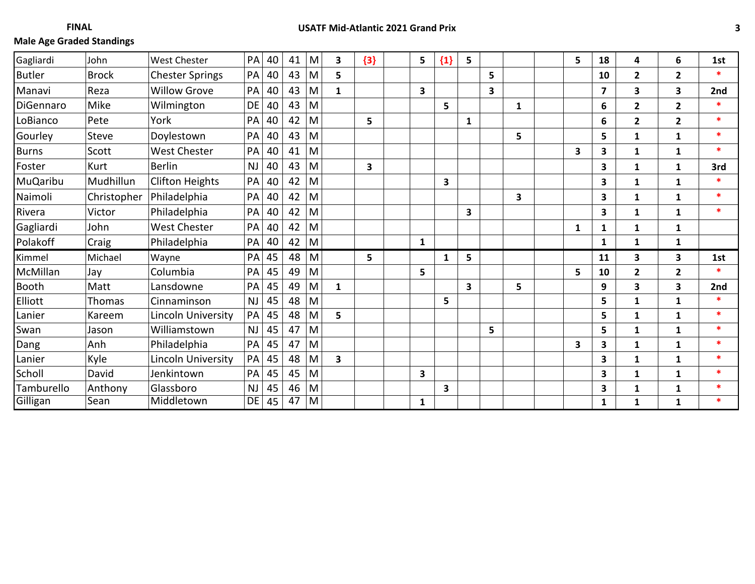**FINAL**

**USATF Mid-Atlantic 2021 Grand Prix**

**Male Age Graded Standings**

| | | | | | | | | | | | | | | | | | | | | | |
|---|---|---|---|---|---|---|---|---|---|---|---|---|---|---|---|---|---|---|---|---|---|
| Gagliardi | John | West Chester | PA | 40 | 41 | M | 3 | {3} | | 5 | {1} | 5 | | | | 5 | 18 | 4 | 6 | 1st |
| Butler | Brock | Chester Springs | PA | 40 | 43 | M | 5 | | | | | | 5 | | | | 10 | 2 | 2 | * |
| Manavi | Reza | Willow Grove | PA | 40 | 43 | M | 1 | | | 3 | | | 3 | | | | 7 | 3 | 3 | 2nd |
| DiGennaro | Mike | Wilmington | DE | 40 | 43 | M | | | | | 5 | | | 1 | | | 6 | 2 | 2 | * |
| LoBianco | Pete | York | PA | 40 | 42 | M | | 5 | | | | 1 | | | | | 6 | 2 | 2 | * |
| Gourley | Steve | Doylestown | PA | 40 | 43 | M | | | | | | | | 5 | | | 5 | 1 | 1 | * |
| Burns | Scott | West Chester | PA | 40 | 41 | M | | | | | | | | | | 3 | 3 | 1 | 1 | * |
| Foster | Kurt | Berlin | NJ | 40 | 43 | M | | 3 | | | | | | | | | 3 | 1 | 1 | 3rd |
| MuQaribu | Mudhillun | Clifton Heights | PA | 40 | 42 | M | | | | | 3 | | | | | | 3 | 1 | 1 | * |
| Naimoli | Christopher | Philadelphia | PA | 40 | 42 | M | | | | | | | | 3 | | | 3 | 1 | 1 | * |
| Rivera | Victor | Philadelphia | PA | 40 | 42 | M | | | | | | 3 | | | | | 3 | 1 | 1 | * |
| Gagliardi | John | West Chester | PA | 40 | 42 | M | | | | | | | | | | 1 | 1 | 1 | 1 | |
| Polakoff | Craig | Philadelphia | PA | 40 | 42 | M | | | | 1 | | | | | | | 1 | 1 | 1 | |
| Kimmel | Michael | Wayne | PA | 45 | 48 | M | | 5 | | | 1 | 5 | | | | | 11 | 3 | 3 | 1st |
| McMillan | Jay | Columbia | PA | 45 | 49 | M | | | | 5 | | | | | | 5 | 10 | 2 | 2 | * |
| Booth | Matt | Lansdowne | PA | 45 | 49 | M | 1 | | | | | 3 | | 5 | | | 9 | 3 | 3 | 2nd |
| Elliott | Thomas | Cinnaminson | NJ | 45 | 48 | M | | | | | 5 | | | | | | 5 | 1 | 1 | * |
| Lanier | Kareem | Lincoln University | PA | 45 | 48 | M | 5 | | | | | | | | | | 5 | 1 | 1 | * |
| Swan | Jason | Williamstown | NJ | 45 | 47 | M | | | | | | | 5 | | | | 5 | 1 | 1 | * |
| Dang | Anh | Philadelphia | PA | 45 | 47 | M | | | | | | | | | | 3 | 3 | 1 | 1 | * |
| Lanier | Kyle | Lincoln University | PA | 45 | 48 | M | 3 | | | | | | | | | | 3 | 1 | 1 | * |
| Scholl | David | Jenkintown | PA | 45 | 45 | M | | | | 3 | | | | | | | 3 | 1 | 1 | * |
| Tamburello | Anthony | Glassboro | NJ | 45 | 46 | M | | | | | 3 | | | | | | 3 | 1 | 1 | * |
| Gilligan | Sean | Middletown | DE | 45 | 47 | M | | | | 1 | | | | | | | 1 | 1 | 1 | * |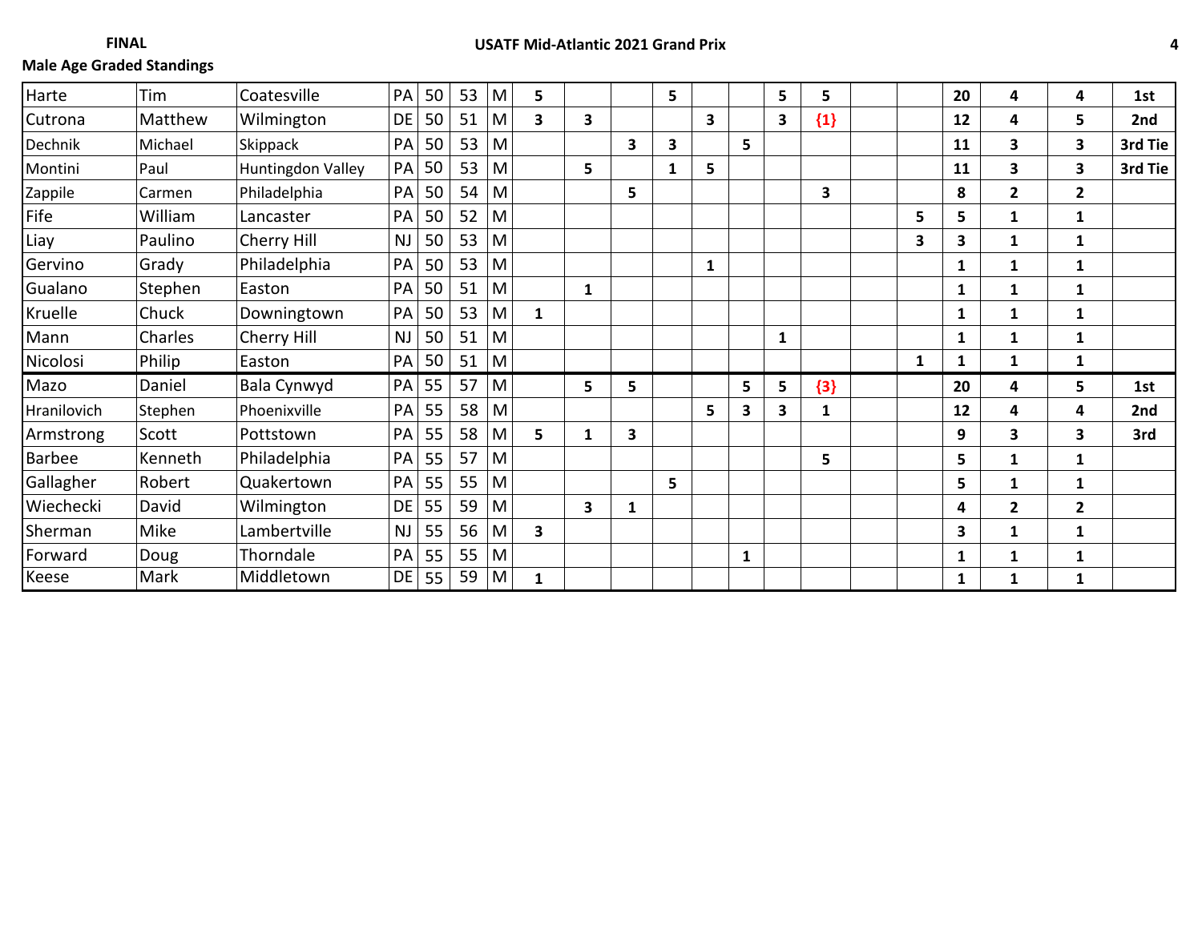**FINAL**

**USATF Mid-Atlantic 2021 Grand Prix**

**Male Age Graded Standings**

| | | | | | | | | | | | | | | | | | | | | | |
|---|---|---|---|---|---|---|---|---|---|---|---|---|---|---|---|---|---|---|---|---|---|
| Harte | Tim | Coatesville | PA | 50 | 53 | M | **5** | | | **5** | | | **5** | **5** | | | **20** | **4** | **4** | **1st** |
| Cutrona | Matthew | Wilmington | DE | 50 | 51 | M | **3** | **3** | | | **3** | | **3** | {1} | | | **12** | **4** | **5** | **2nd** |
| Dechnik | Michael | Skippack | PA | 50 | 53 | M | | | **3** | **3** | | **5** | | | | | **11** | **3** | **3** | **3rd Tie** |
| Montini | Paul | Huntingdon Valley | PA | 50 | 53 | M | | **5** | | **1** | **5** | | | | | | **11** | **3** | **3** | **3rd Tie** |
| Zappile | Carmen | Philadelphia | PA | 50 | 54 | M | | | **5** | | | | | **3** | | | **8** | **2** | **2** | |
| Fife | William | Lancaster | PA | 50 | 52 | M | | | | | | | | | | **5** | **5** | **1** | **1** | |
| Liay | Paulino | Cherry Hill | NJ | 50 | 53 | M | | | | | | | | | | **3** | **3** | **1** | **1** | |
| Gervino | Grady | Philadelphia | PA | 50 | 53 | M | | | | | **1** | | | | | | **1** | **1** | **1** | |
| Gualano | Stephen | Easton | PA | 50 | 51 | M | | **1** | | | | | | | | | **1** | **1** | **1** | |
| Kruelle | Chuck | Downingtown | PA | 50 | 53 | M | **1** | | | | | | | | | | **1** | **1** | **1** | |
| Mann | Charles | Cherry Hill | NJ | 50 | 51 | M | | | | | | | **1** | | | | **1** | **1** | **1** | |
| Nicolosi | Philip | Easton | PA | 50 | 51 | M | | | | | | | | | | **1** | **1** | **1** | **1** | |
| Mazo | Daniel | Bala Cynwyd | PA | 55 | 57 | M | | **5** | **5** | | | **5** | **5** | {3} | | | **20** | **4** | **5** | **1st** |
| Hranilovich | Stephen | Phoenixville | PA | 55 | 58 | M | | | | | **5** | **3** | **3** | **1** | | | **12** | **4** | **4** | **2nd** |
| Armstrong | Scott | Pottstown | PA | 55 | 58 | M | **5** | **1** | **3** | | | | | | | | **9** | **3** | **3** | **3rd** |
| Barbee | Kenneth | Philadelphia | PA | 55 | 57 | M | | | | | | | | **5** | | | **5** | **1** | **1** | |
| Gallagher | Robert | Quakertown | PA | 55 | 55 | M | | | | **5** | | | | | | | **5** | **1** | **1** | |
| Wiechecki | David | Wilmington | DE | 55 | 59 | M | | **3** | **1** | | | | | | | | **4** | **2** | **2** | |
| Sherman | Mike | Lambertville | NJ | 55 | 56 | M | **3** | | | | | | | | | | **3** | **1** | **1** | |
| Forward | Doug | Thorndale | PA | 55 | 55 | M | | | | | | **1** | | | | | **1** | **1** | **1** | |
| Keese | Mark | Middletown | DE | 55 | 59 | M | **1** | | | | | | | | | | **1** | **1** | **1** | |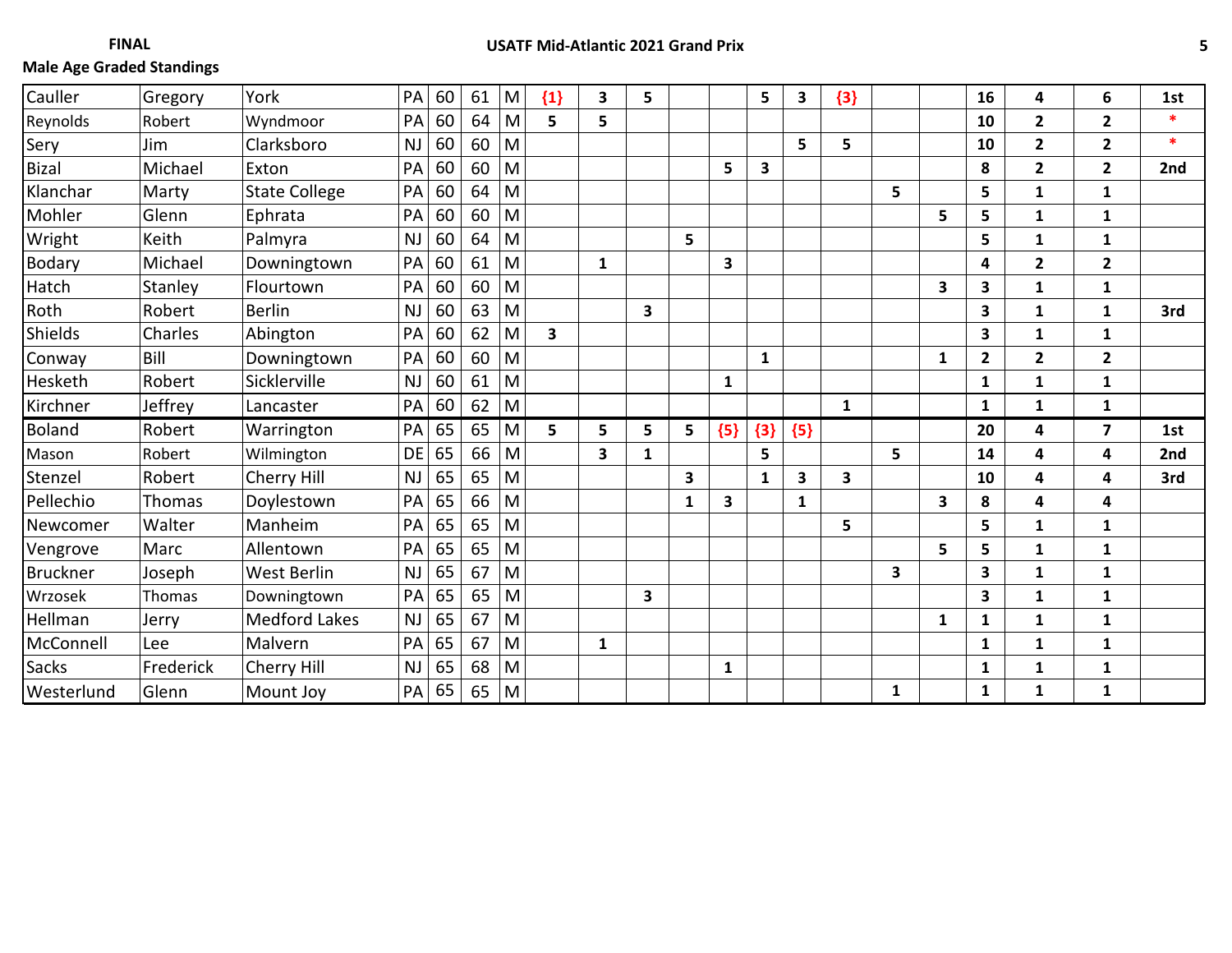**FINAL**

**Male Age Graded Standings**

**USATF Mid-Atlantic 2021 Grand Prix**

| | | | | | | | | | | | | | | | | | | | | |
|---|---|---|---|---|---|---|---|---|---|---|---|---|---|---|---|---|---|---|---|---|
| Cauller | Gregory | York | PA | 60 | 61 | M | {1} | 3 | 5 | | | 5 | 3 | {3} | | | 16 | 4 | 6 | 1st |
| Reynolds | Robert | Wyndmoor | PA | 60 | 64 | M | 5 | 5 | | | | | | | | | 10 | 2 | 2 | * |
| Sery | Jim | Clarksboro | NJ | 60 | 60 | M | | | | | | | 5 | 5 | | | 10 | 2 | 2 | * |
| Bizal | Michael | Exton | PA | 60 | 60 | M | | | | | 5 | 3 | | | | | 8 | 2 | 2 | 2nd |
| Klanchar | Marty | State College | PA | 60 | 64 | M | | | | | | | | | 5 | | 5 | 1 | 1 | |
| Mohler | Glenn | Ephrata | PA | 60 | 60 | M | | | | | | | | | | 5 | 5 | 1 | 1 | |
| Wright | Keith | Palmyra | NJ | 60 | 64 | M | | | | 5 | | | | | | | 5 | 1 | 1 | |
| Bodary | Michael | Downingtown | PA | 60 | 61 | M | | 1 | | | 3 | | | | | | 4 | 2 | 2 | |
| Hatch | Stanley | Flourtown | PA | 60 | 60 | M | | | | | | | | | | 3 | 3 | 1 | 1 | |
| Roth | Robert | Berlin | NJ | 60 | 63 | M | | | 3 | | | | | | | | 3 | 1 | 1 | 3rd |
| Shields | Charles | Abington | PA | 60 | 62 | M | 3 | | | | | | | | | | 3 | 1 | 1 | |
| Conway | Bill | Downingtown | PA | 60 | 60 | M | | | | | | 1 | | | | 1 | 2 | 2 | 2 | |
| Hesketh | Robert | Sicklerville | NJ | 60 | 61 | M | | | | | 1 | | | | | | 1 | 1 | 1 | |
| Kirchner | Jeffrey | Lancaster | PA | 60 | 62 | M | | | | | | | | 1 | | | 1 | 1 | 1 | |
| Boland | Robert | Warrington | PA | 65 | 65 | M | 5 | 5 | 5 | 5 | {5} | {3} | {5} | | | | 20 | 4 | 7 | 1st |
| Mason | Robert | Wilmington | DE | 65 | 66 | M | | 3 | 1 | | | 5 | | | 5 | | 14 | 4 | 4 | 2nd |
| Stenzel | Robert | Cherry Hill | NJ | 65 | 65 | M | | | | 3 | | 1 | 3 | 3 | | | 10 | 4 | 4 | 3rd |
| Pellechio | Thomas | Doylestown | PA | 65 | 66 | M | | | | 1 | 3 | | 1 | | | 3 | 8 | 4 | 4 | |
| Newcomer | Walter | Manheim | PA | 65 | 65 | M | | | | | | | | 5 | | | 5 | 1 | 1 | |
| Vengrove | Marc | Allentown | PA | 65 | 65 | M | | | | | | | | | | 5 | 5 | 1 | 1 | |
| Bruckner | Joseph | West Berlin | NJ | 65 | 67 | M | | | | | | | | | 3 | | 3 | 1 | 1 | |
| Wrzosek | Thomas | Downingtown | PA | 65 | 65 | M | | | 3 | | | | | | | | 3 | 1 | 1 | |
| Hellman | Jerry | Medford Lakes | NJ | 65 | 67 | M | | | | | | | | | | 1 | 1 | 1 | 1 | |
| McConnell | Lee | Malvern | PA | 65 | 67 | M | | 1 | | | | | | | | | 1 | 1 | 1 | |
| Sacks | Frederick | Cherry Hill | NJ | 65 | 68 | M | | | | | 1 | | | | | | 1 | 1 | 1 | |
| Westerlund | Glenn | Mount Joy | PA | 65 | 65 | M | | | | | | | | | 1 | | 1 | 1 | 1 | |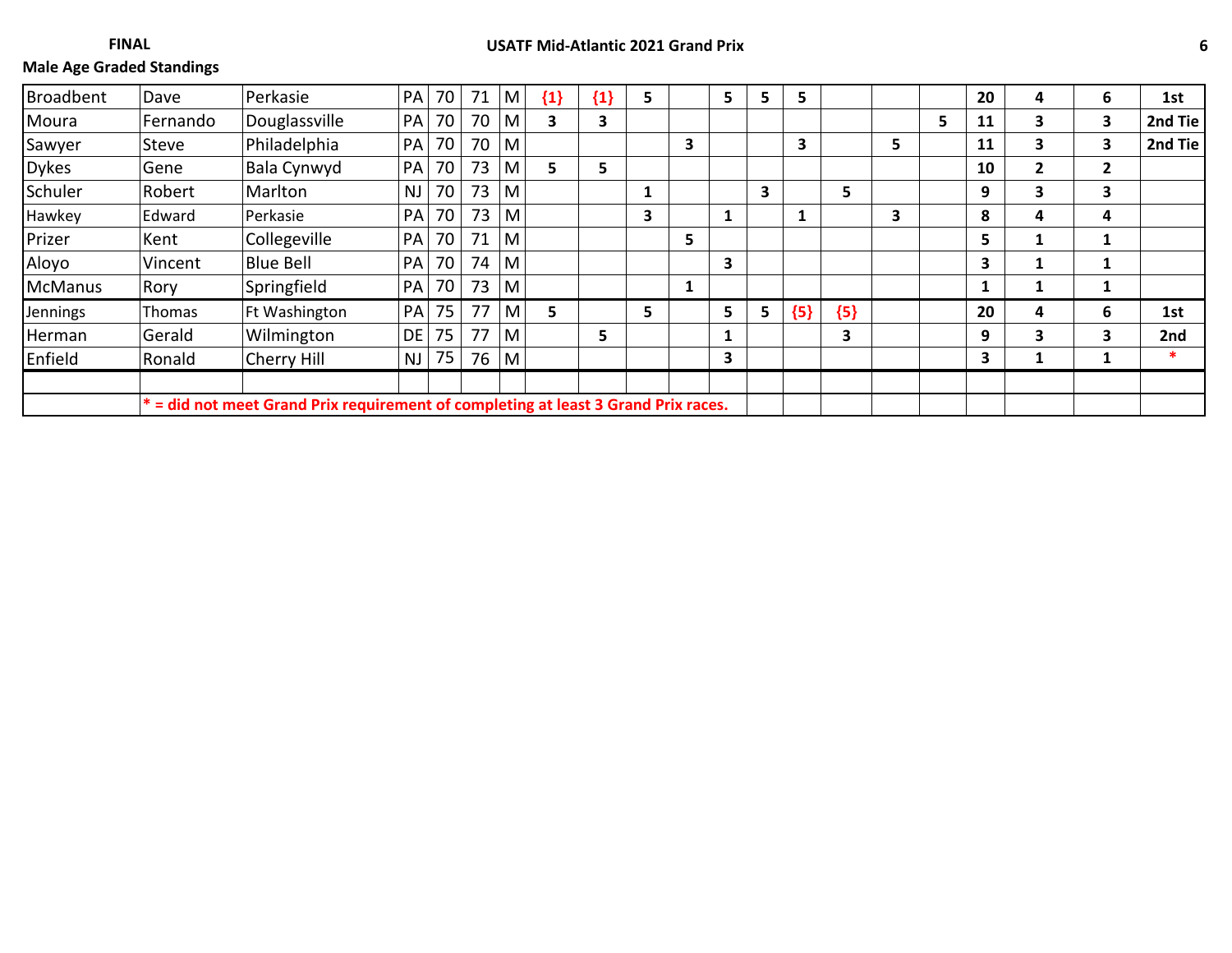**FINAL**

**USATF Mid-Atlantic 2021 Grand Prix**

**Male Age Graded Standings**

| | | | | | | | | | | | | | | | | | | | | | |
|---|---|---|---|---|---|---|---|---|---|---|---|---|---|---|---|---|---|---|---|---|---|
| Broadbent | Dave | Perkasie | PA | 70 | 71 | M | {1} | {1} | 5 | | 5 | 5 | 5 | | | | 20 | 4 | 6 | 1st |
| Moura | Fernando | Douglassville | PA | 70 | 70 | M | 3 | 3 | | | | | | | | 5 | 11 | 3 | 3 | 2nd Tie |
| Sawyer | Steve | Philadelphia | PA | 70 | 70 | M | | | | 3 | | | 3 | | 5 | | 11 | 3 | 3 | 2nd Tie |
| Dykes | Gene | Bala Cynwyd | PA | 70 | 73 | M | 5 | 5 | | | | | | | | | 10 | 2 | 2 | |
| Schuler | Robert | Marlton | NJ | 70 | 73 | M | | | 1 | | | 3 | | 5 | | | 9 | 3 | 3 | |
| Hawkey | Edward | Perkasie | PA | 70 | 73 | M | | | 3 | | 1 | | 1 | | 3 | | 8 | 4 | 4 | |
| Prizer | Kent | Collegeville | PA | 70 | 71 | M | | | | 5 | | | | | | | 5 | 1 | 1 | |
| Aloyo | Vincent | Blue Bell | PA | 70 | 74 | M | | | | | 3 | | | | | | 3 | 1 | 1 | |
| McManus | Rory | Springfield | PA | 70 | 73 | M | | | | 1 | | | | | | | 1 | 1 | 1 | |
| Jennings | Thomas | Ft Washington | PA | 75 | 77 | M | 5 | | 5 | | 5 | 5 | {5} | {5} | | | 20 | 4 | 6 | 1st |
| Herman | Gerald | Wilmington | DE | 75 | 77 | M | | 5 | | | 1 | | | 3 | | | 9 | 3 | 3 | 2nd |
| Enfield | Ronald | Cherry Hill | NJ | 75 | 76 | M | | | | | 3 | | | | | | 3 | 1 | 1 | * |

* = did not meet Grand Prix requirement of completing at least 3 Grand Prix races.